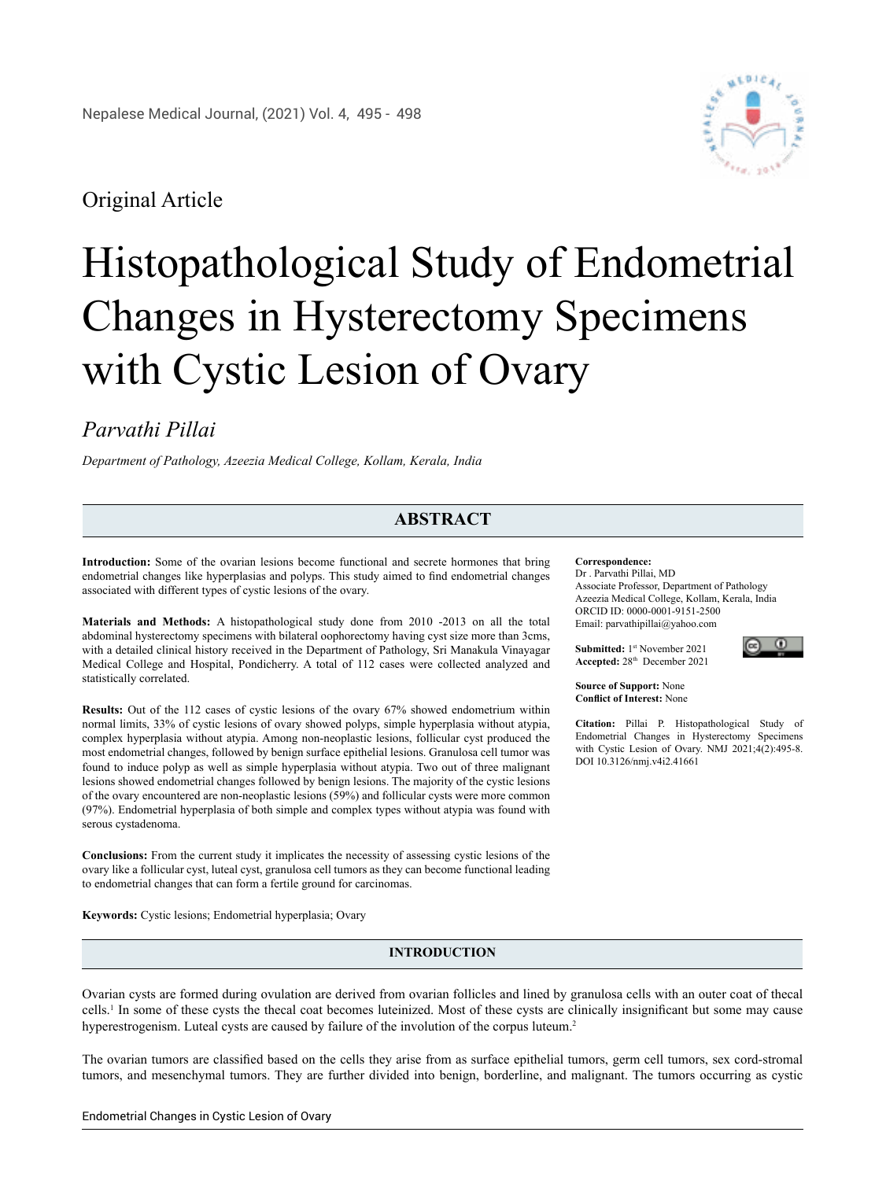Original Article

# Histopathological Study of Endometrial Changes in Hysterectomy Specimens with Cystic Lesion of Ovary

*Parvathi Pillai*

*Department of Pathology, Azeezia Medical College, Kollam, Kerala, India*

## ABSTRACT

**Introduction:** Some of the ovarian lesions become functional and secrete hormones that bring endometrial changes like hyperplasias and polyps. This study aimed to find endometrial changes associated with different types of cystic lesions of the ovary.

**Materials and Methods:** A histopathological study done from 2010 -2013 on all the total abdominal hysterectomy specimens with bilateral oophorectomy having cyst size more than 3cms, with a detailed clinical history received in the Department of Pathology, Sri Manakula Vinayagar Medical College and Hospital, Pondicherry. A total of 112 cases were collected analyzed and statistically correlated.

**Results:** Out of the 112 cases of cystic lesions of the ovary 67% showed endometrium within normal limits, 33% of cystic lesions of ovary showed polyps, simple hyperplasia without atypia, complex hyperplasia without atypia. Among non-neoplastic lesions, follicular cyst produced the most endometrial changes, followed by benign surface epithelial lesions. Granulosa cell tumor was found to induce polyp as well as simple hyperplasia without atypia. Two out of three malignant lesions showed endometrial changes followed by benign lesions. The majority of the cystic lesions of the ovary encountered are non-neoplastic lesions (59%) and follicular cysts were more common (97%). Endometrial hyperplasia of both simple and complex types without atypia was found with serous cystadenoma.

**Conclusions:** From the current study it implicates the necessity of assessing cystic lesions of the ovary like a follicular cyst, luteal cyst, granulosa cell tumors as they can become functional leading to endometrial changes that can form a fertile ground for carcinomas.

**Keywords:** Cystic lesions; Endometrial hyperplasia; Ovary

**Correspondence:**
Dr . Parvathi Pillai, MD
Associate Professor, Department of Pathology
Azeezia Medical College, Kollam, Kerala, India
ORCID ID: 0000-0001-9151-2500
Email: parvathipillai@yahoo.com

**Submitted:** 1st November 2021
**Accepted:** 28th December 2021

**Source of Support:** None
**Conflict of Interest:** None

**Citation:** Pillai P. Histopathological Study of Endometrial Changes in Hysterectomy Specimens with Cystic Lesion of Ovary. NMJ 2021;4(2):495-8. DOI 10.3126/nmj.v4i2.41661

## INTRODUCTION

Ovarian cysts are formed during ovulation are derived from ovarian follicles and lined by granulosa cells with an outer coat of thecal cells.[1] In some of these cysts the thecal coat becomes luteinized. Most of these cysts are clinically insignificant but some may cause hyperestrogenism. Luteal cysts are caused by failure of the involution of the corpus luteum.[2]

The ovarian tumors are classified based on the cells they arise from as surface epithelial tumors, germ cell tumors, sex cord-stromal tumors, and mesenchymal tumors. They are further divided into benign, borderline, and malignant. The tumors occurring as cystic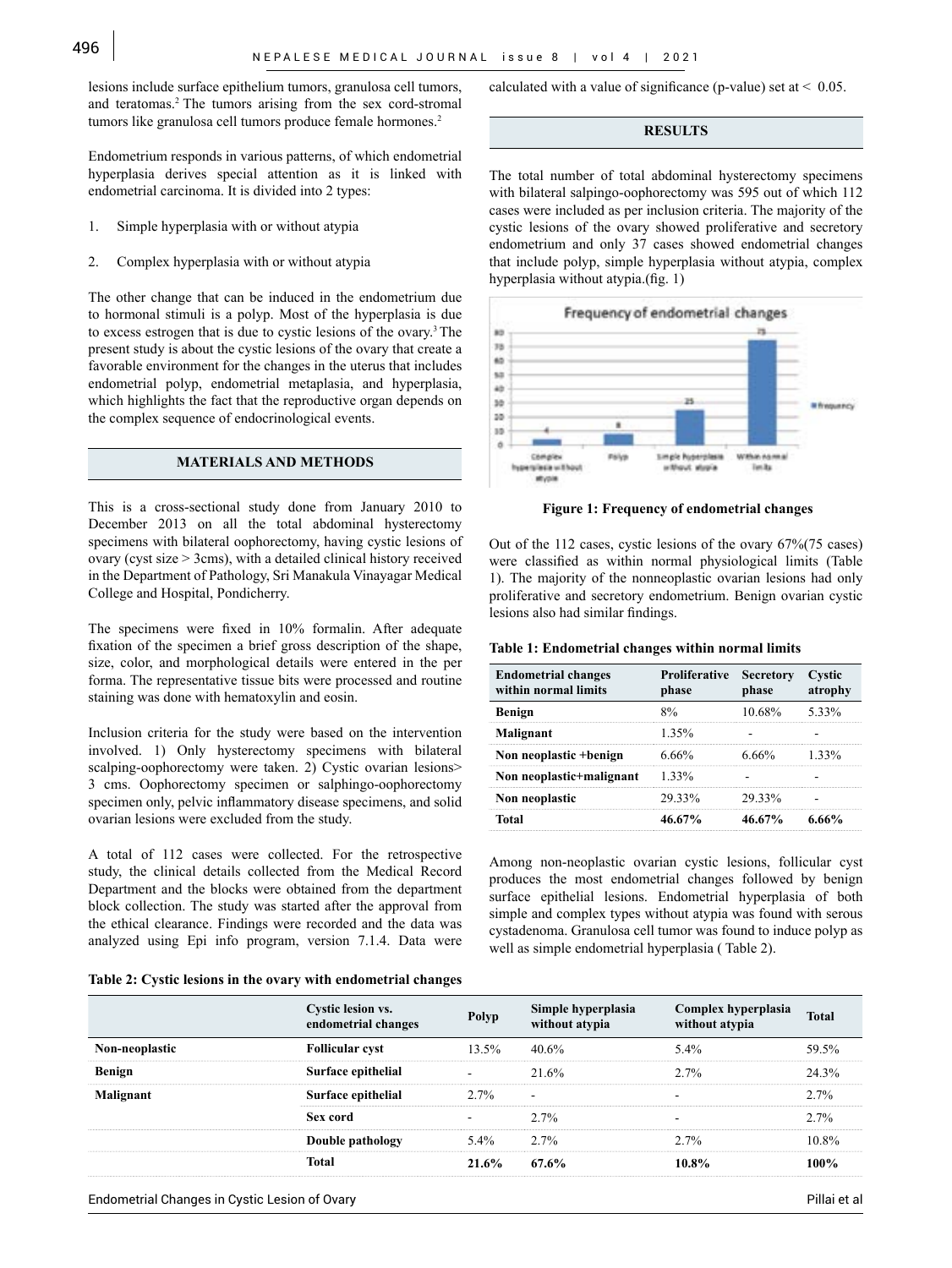lesions include surface epithelium tumors, granulosa cell tumors, and teratomas.[2] The tumors arising from the sex cord-stromal tumors like granulosa cell tumors produce female hormones.[2]

Endometrium responds in various patterns, of which endometrial hyperplasia derives special attention as it is linked with endometrial carcinoma. It is divided into 2 types:

1. Simple hyperplasia with or without atypia
2. Complex hyperplasia with or without atypia

The other change that can be induced in the endometrium due to hormonal stimuli is a polyp. Most of the hyperplasia is due to excess estrogen that is due to cystic lesions of the ovary.[3] The present study is about the cystic lesions of the ovary that create a favorable environment for the changes in the uterus that includes endometrial polyp, endometrial metaplasia, and hyperplasia, which highlights the fact that the reproductive organ depends on the complex sequence of endocrinological events.

## MATERIALS AND METHODS

This is a cross-sectional study done from January 2010 to December 2013 on all the total abdominal hysterectomy specimens with bilateral oophorectomy, having cystic lesions of ovary (cyst size > 3cms), with a detailed clinical history received in the Department of Pathology, Sri Manakula Vinayagar Medical College and Hospital, Pondicherry.

The specimens were fixed in 10% formalin. After adequate fixation of the specimen a brief gross description of the shape, size, color, and morphological details were entered in the per forma. The representative tissue bits were processed and routine staining was done with hematoxylin and eosin.

Inclusion criteria for the study were based on the intervention involved. 1) Only hysterectomy specimens with bilateral scalping-oophorectomy were taken. 2) Cystic ovarian lesions> 3 cms. Oophorectomy specimen or salphingo-oophorectomy specimen only, pelvic inflammatory disease specimens, and solid ovarian lesions were excluded from the study.

A total of 112 cases were collected. For the retrospective study, the clinical details collected from the Medical Record Department and the blocks were obtained from the department block collection. The study was started after the approval from the ethical clearance. Findings were recorded and the data was analyzed using Epi info program, version 7.1.4. Data were calculated with a value of significance (p-value) set at $< 0.05$.

## RESULTS

The total number of total abdominal hysterectomy specimens with bilateral salpingo-oophorectomy was 595 out of which 112 cases were included as per inclusion criteria. The majority of the cystic lesions of the ovary showed proliferative and secretory endometrium and only 37 cases showed endometrial changes that include polyp, simple hyperplasia without atypia, complex hyperplasia without atypia.(fig. 1)

**Figure 1: Frequency of endometrial changes**

Out of the 112 cases, cystic lesions of the ovary 67%(75 cases) were classified as within normal physiological limits (Table 1). The majority of the nonneoplastic ovarian lesions had only proliferative and secretory endometrium. Benign ovarian cystic lesions also had similar findings.

**Table 1: Endometrial changes within normal limits**

| Endometrial changes within normal limits | Proliferative phase | Secretory phase | Cystic atrophy |
|---|---|---|---|
| **Benign** | 8% | 10.68% | 5.33% |
| **Malignant** | 1.35% | - | - |
| **Non neoplastic +benign** | 6.66% | 6.66% | 1.33% |
| **Non neoplastic+malignant** | 1.33% | - | - |
| **Non neoplastic** | 29.33% | 29.33% | - |
| **Total** | **46.67%** | **46.67%** | **6.66%** |

Among non-neoplastic ovarian cystic lesions, follicular cyst produces the most endometrial changes followed by benign surface epithelial lesions. Endometrial hyperplasia of both simple and complex types without atypia was found with serous cystadenoma. Granulosa cell tumor was found to induce polyp as well as simple endometrial hyperplasia ( Table 2).

**Table 2: Cystic lesions in the ovary with endometrial changes**

| | Cystic lesion vs. endometrial changes | Polyp | Simple hyperplasia without atypia | Complex hyperplasia without atypia | Total |
|---|---|---|---|---|---|
| **Non-neoplastic** | **Follicular cyst** | 13.5% | 40.6% | 5.4% | 59.5% |
| **Benign** | **Surface epithelial** | - | 21.6% | 2.7% | 24.3% |
| **Malignant** | **Surface epithelial** | 2.7% | - | - | 2.7% |
| | **Sex cord** | - | 2.7% | - | 2.7% |
| | **Double pathology** | 5.4% | 2.7% | 2.7% | 10.8% |
| | **Total** | **21.6%** | **67.6%** | **10.8%** | **100%** |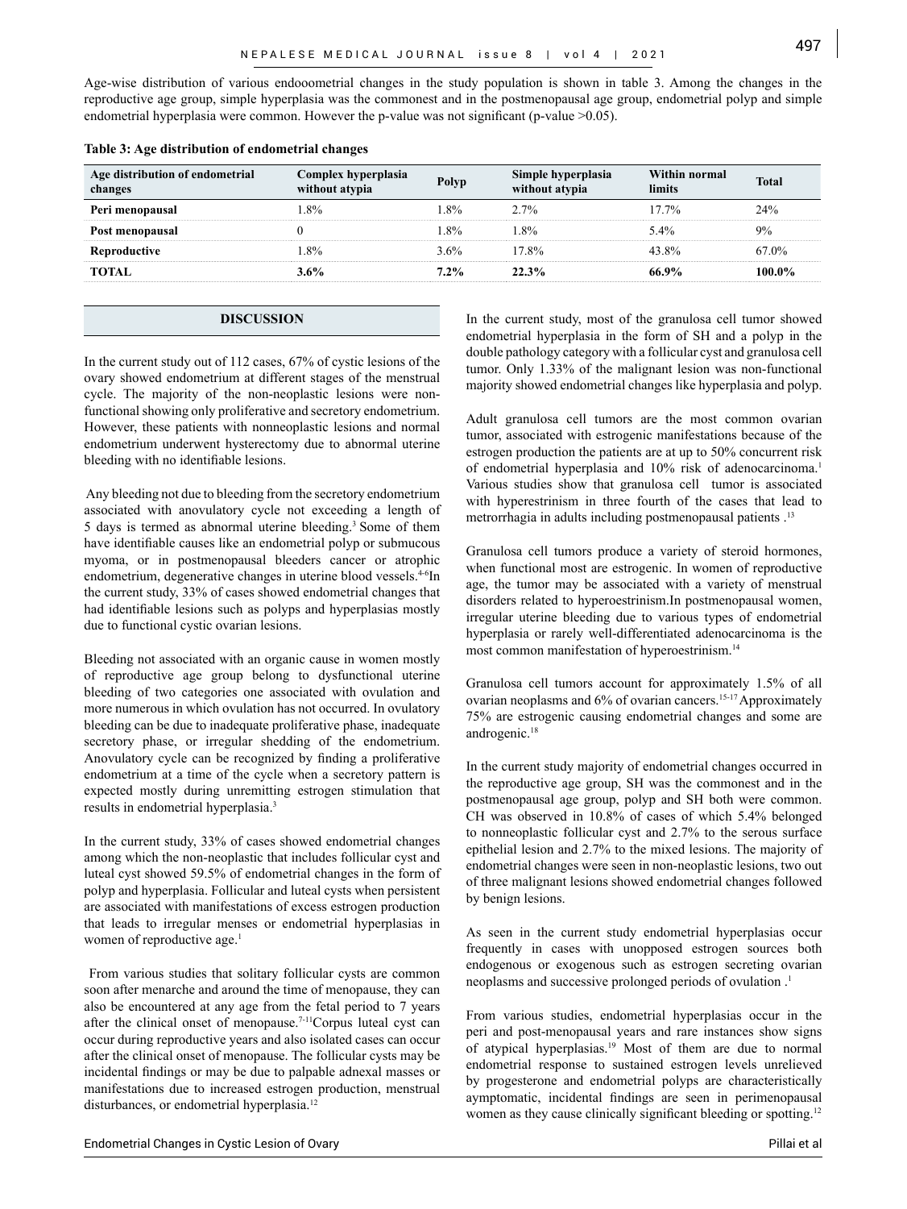Age-wise distribution of various endooometrial changes in the study population is shown in table 3. Among the changes in the reproductive age group, simple hyperplasia was the commonest and in the postmenopausal age group, endometrial polyp and simple endometrial hyperplasia were common. However the p-value was not significant (p-value >0.05).

**Table 3: Age distribution of endometrial changes**

| Age distribution of endometrial changes | Complex hyperplasia without atypia | Polyp | Simple hyperplasia without atypia | Within normal limits | Total |
|---|---|---|---|---|---|
| **Peri menopausal** | 1.8% | 1.8% | 2.7% | 17.7% | 24% |
| **Post menopausal** | 0 | 1.8% | 1.8% | 5.4% | 9% |
| **Reproductive** | 1.8% | 3.6% | 17.8% | 43.8% | 67.0% |
| **TOTAL** | **3.6%** | **7.2%** | **22.3%** | **66.9%** | **100.0%** |

## DISCUSSION

In the current study out of 112 cases, 67% of cystic lesions of the ovary showed endometrium at different stages of the menstrual cycle. The majority of the non-neoplastic lesions were non-functional showing only proliferative and secretory endometrium. However, these patients with nonneoplastic lesions and normal endometrium underwent hysterectomy due to abnormal uterine bleeding with no identifiable lesions.

Any bleeding not due to bleeding from the secretory endometrium associated with anovulatory cycle not exceeding a length of 5 days is termed as abnormal uterine bleeding.[3] Some of them have identifiable causes like an endometrial polyp or submucous myoma, or in postmenopausal bleeders cancer or atrophic endometrium, degenerative changes in uterine blood vessels.[4-6]In the current study, 33% of cases showed endometrial changes that had identifiable lesions such as polyps and hyperplasias mostly due to functional cystic ovarian lesions.

Bleeding not associated with an organic cause in women mostly of reproductive age group belong to dysfunctional uterine bleeding of two categories one associated with ovulation and more numerous in which ovulation has not occurred. In ovulatory bleeding can be due to inadequate proliferative phase, inadequate secretory phase, or irregular shedding of the endometrium. Anovulatory cycle can be recognized by finding a proliferative endometrium at a time of the cycle when a secretory pattern is expected mostly during unremitting estrogen stimulation that results in endometrial hyperplasia.[3]

In the current study, 33% of cases showed endometrial changes among which the non-neoplastic that includes follicular cyst and luteal cyst showed 59.5% of endometrial changes in the form of polyp and hyperplasia. Follicular and luteal cysts when persistent are associated with manifestations of excess estrogen production that leads to irregular menses or endometrial hyperplasias in women of reproductive age.[1]

From various studies that solitary follicular cysts are common soon after menarche and around the time of menopause, they can also be encountered at any age from the fetal period to 7 years after the clinical onset of menopause.[7-11]Corpus luteal cyst can occur during reproductive years and also isolated cases can occur after the clinical onset of menopause. The follicular cysts may be incidental findings or may be due to palpable adnexal masses or manifestations due to increased estrogen production, menstrual disturbances, or endometrial hyperplasia.[12]

In the current study, most of the granulosa cell tumor showed endometrial hyperplasia in the form of SH and a polyp in the double pathology category with a follicular cyst and granulosa cell tumor. Only 1.33% of the malignant lesion was non-functional majority showed endometrial changes like hyperplasia and polyp.

Adult granulosa cell tumors are the most common ovarian tumor, associated with estrogenic manifestations because of the estrogen production the patients are at up to 50% concurrent risk of endometrial hyperplasia and 10% risk of adenocarcinoma.[1] Various studies show that granulosa cell tumor is associated with hyperestrinism in three fourth of the cases that lead to metrorrhagia in adults including postmenopausal patients .[13]

Granulosa cell tumors produce a variety of steroid hormones, when functional most are estrogenic. In women of reproductive age, the tumor may be associated with a variety of menstrual disorders related to hyperoestrinism.In postmenopausal women, irregular uterine bleeding due to various types of endometrial hyperplasia or rarely well-differentiated adenocarcinoma is the most common manifestation of hyperoestrinism.[14]

Granulosa cell tumors account for approximately 1.5% of all ovarian neoplasms and 6% of ovarian cancers.[15-17] Approximately 75% are estrogenic causing endometrial changes and some are androgenic.[18]

In the current study majority of endometrial changes occurred in the reproductive age group, SH was the commonest and in the postmenopausal age group, polyp and SH both were common. CH was observed in 10.8% of cases of which 5.4% belonged to nonneoplastic follicular cyst and 2.7% to the serous surface epithelial lesion and 2.7% to the mixed lesions. The majority of endometrial changes were seen in non-neoplastic lesions, two out of three malignant lesions showed endometrial changes followed by benign lesions.

As seen in the current study endometrial hyperplasias occur frequently in cases with unopposed estrogen sources both endogenous or exogenous such as estrogen secreting ovarian neoplasms and successive prolonged periods of ovulation .[1]

From various studies, endometrial hyperplasias occur in the peri and post-menopausal years and rare instances show signs of atypical hyperplasias.[19] Most of them are due to normal endometrial response to sustained estrogen levels unrelieved by progesterone and endometrial polyps are characteristically aymptomatic, incidental findings are seen in perimenopausal women as they cause clinically significant bleeding or spotting.[12]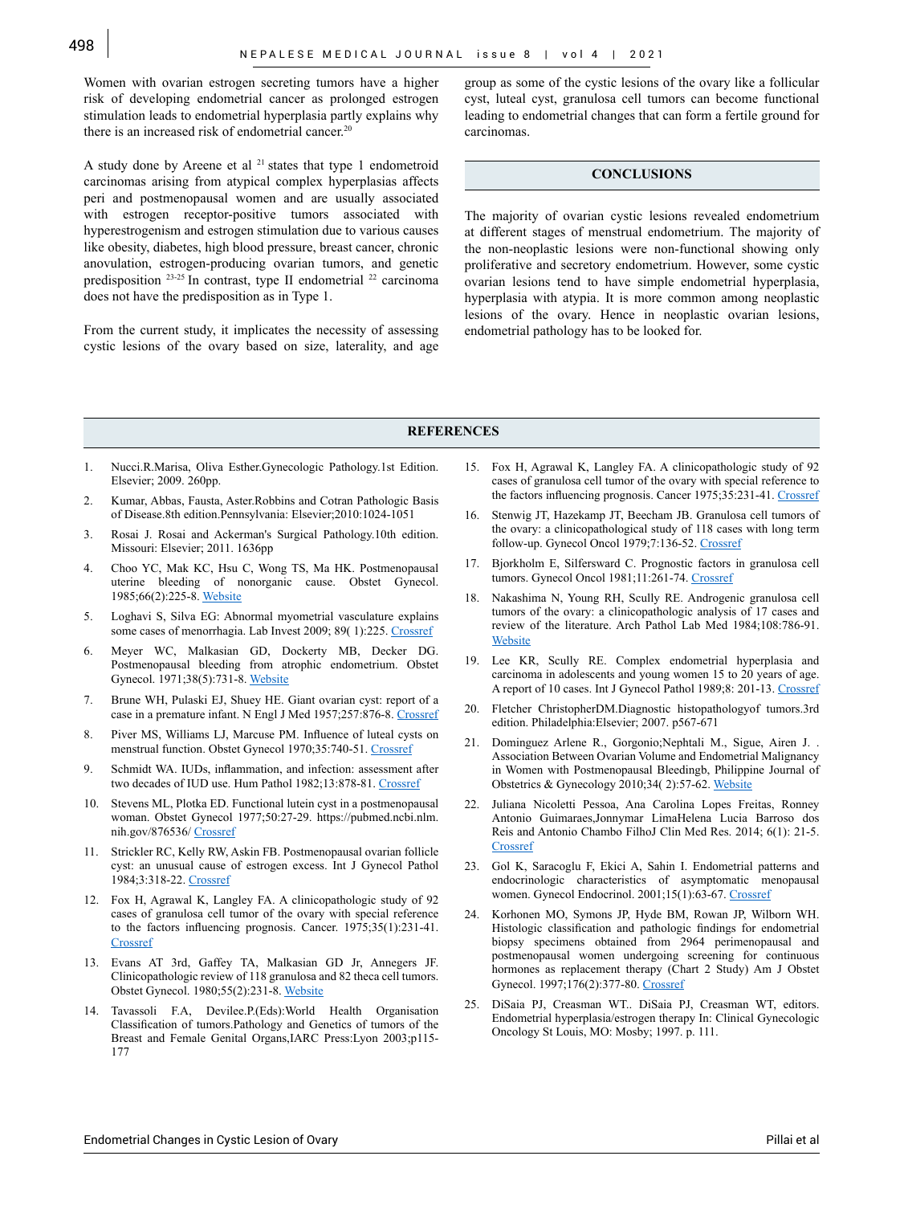Women with ovarian estrogen secreting tumors have a higher risk of developing endometrial cancer as prolonged estrogen stimulation leads to endometrial hyperplasia partly explains why there is an increased risk of endometrial cancer.[20]

A study done by Areene et al [21] states that type 1 endometroid carcinomas arising from atypical complex hyperplasias affects peri and postmenopausal women and are usually associated with estrogen receptor-positive tumors associated with hyperestrogenism and estrogen stimulation due to various causes like obesity, diabetes, high blood pressure, breast cancer, chronic anovulation, estrogen-producing ovarian tumors, and genetic predisposition [23-25] In contrast, type II endometrial [22] carcinoma does not have the predisposition as in Type 1.

From the current study, it implicates the necessity of assessing cystic lesions of the ovary based on size, laterality, and age group as some of the cystic lesions of the ovary like a follicular cyst, luteal cyst, granulosa cell tumors can become functional leading to endometrial changes that can form a fertile ground for carcinomas.

## CONCLUSIONS

The majority of ovarian cystic lesions revealed endometrium at different stages of menstrual endometrium. The majority of the non-neoplastic lesions were non-functional showing only proliferative and secretory endometrium. However, some cystic ovarian lesions tend to have simple endometrial hyperplasia, hyperplasia with atypia. It is more common among neoplastic lesions of the ovary. Hence in neoplastic ovarian lesions, endometrial pathology has to be looked for.

## REFERENCES

1. Nucci.R.Marisa, Oliva Esther.Gynecologic Pathology.1st Edition. Elsevier; 2009. 260pp.
2. Kumar, Abbas, Fausta, Aster.Robbins and Cotran Pathologic Basis of Disease.8th edition.Pennsylvania: Elsevier;2010:1024-1051
3. Rosai J. Rosai and Ackerman's Surgical Pathology.10th edition. Missouri: Elsevier; 2011. 1636pp
4. Choo YC, Mak KC, Hsu C, Wong TS, Ma HK. Postmenopausal uterine bleeding of nonorganic cause. Obstet Gynecol. 1985;66(2):225-8. Website
5. Loghavi S, Silva EG: Abnormal myometrial vasculature explains some cases of menorrhagia. Lab Invest 2009; 89( 1):225. Crossref
6. Meyer WC, Malkasian GD, Dockerty MB, Decker DG. Postmenopausal bleeding from atrophic endometrium. Obstet Gynecol. 1971;38(5):731-8. Website
7. Brune WH, Pulaski EJ, Shuey HE. Giant ovarian cyst: report of a case in a premature infant. N Engl J Med 1957;257:876-8. Crossref
8. Piver MS, Williams LJ, Marcuse PM. Influence of luteal cysts on menstrual function. Obstet Gynecol 1970;35:740-51. Crossref
9. Schmidt WA. IUDs, inflammation, and infection: assessment after two decades of IUD use. Hum Pathol 1982;13:878-81. Crossref
10. Stevens ML, Plotka ED. Functional lutein cyst in a postmenopausal woman. Obstet Gynecol 1977;50:27-29. https://pubmed.ncbi.nlm.nih.gov/876536/ Crossref
11. Strickler RC, Kelly RW, Askin FB. Postmenopausal ovarian follicle cyst: an unusual cause of estrogen excess. Int J Gynecol Pathol 1984;3:318-22. Crossref
12. Fox H, Agrawal K, Langley FA. A clinicopathologic study of 92 cases of granulosa cell tumor of the ovary with special reference to the factors influencing prognosis. Cancer. 1975;35(1):231-41. Crossref
13. Evans AT 3rd, Gaffey TA, Malkasian GD Jr, Annegers JF. Clinicopathologic review of 118 granulosa and 82 theca cell tumors. Obstet Gynecol. 1980;55(2):231-8. Website
14. Tavassoli F.A, Devilee.P.(Eds):World Health Organisation Classification of tumors.Pathology and Genetics of tumors of the Breast and Female Genital Organs,IARC Press:Lyon 2003;p115-177
15. Fox H, Agrawal K, Langley FA. A clinicopathologic study of 92 cases of granulosa cell tumor of the ovary with special reference to the factors influencing prognosis. Cancer 1975;35:231-41. Crossref
16. Stenwig JT, Hazekamp JT, Beecham JB. Granulosa cell tumors of the ovary: a clinicopathological study of 118 cases with long term follow-up. Gynecol Oncol 1979;7:136-52. Crossref
17. Bjorkholm E, Silfersward C. Prognostic factors in granulosa cell tumors. Gynecol Oncol 1981;11:261-74. Crossref
18. Nakashima N, Young RH, Scully RE. Androgenic granulosa cell tumors of the ovary: a clinicopathologic analysis of 17 cases and review of the literature. Arch Pathol Lab Med 1984;108:786-91. Website
19. Lee KR, Scully RE. Complex endometrial hyperplasia and carcinoma in adolescents and young women 15 to 20 years of age. A report of 10 cases. Int J Gynecol Pathol 1989;8: 201-13. Crossref
20. Fletcher ChristopherDM.Diagnostic histopathologyof tumors.3rd edition. Philadelphia:Elsevier; 2007. p567-671
21. Dominguez Arlene R., Gorgonio;Nephtali M., Sigue, Airen J. . Association Between Ovarian Volume and Endometrial Malignancy in Women with Postmenopausal Bleedingb, Philippine Journal of Obstetrics & Gynecology 2010;34( 2):57-62. Website
22. Juliana Nicoletti Pessoa, Ana Carolina Lopes Freitas, Ronney Antonio Guimaraes,Jonnymar LimaHelena Lucia Barroso dos Reis and Antonio Chambo FilhoJ Clin Med Res. 2014; 6(1): 21-5. Crossref
23. Gol K, Saracoglu F, Ekici A, Sahin I. Endometrial patterns and endocrinologic characteristics of asymptomatic menopausal women. Gynecol Endocrinol. 2001;15(1):63-67. Crossref
24. Korhonen MO, Symons JP, Hyde BM, Rowan JP, Wilborn WH. Histologic classification and pathologic findings for endometrial biopsy specimens obtained from 2964 perimenopausal and postmenopausal women undergoing screening for continuous hormones as replacement therapy (Chart 2 Study) Am J Obstet Gynecol. 1997;176(2):377-80. Crossref
25. DiSaia PJ, Creasman WT.. DiSaia PJ, Creasman WT, editors. Endometrial hyperplasia/estrogen therapy In: Clinical Gynecologic Oncology St Louis, MO: Mosby; 1997. p. 111.